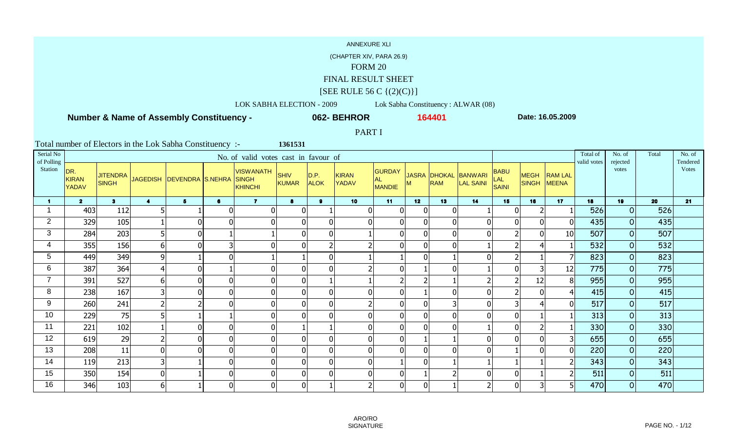ANNEXURE XLI

(CHAPTER XIV, PARA 26.9)

FORM 20

FINAL RESULT SHEET

[SEE RULE 56 C {(2)(C)}]

LOK SABHA ELECTION - 2009 Lok Sabha Constituency : ALWAR (08)

**Number & Name of Assembly Constituency - 062- BEHROR 164401 Date: 16.05.2009**

PART I

Total number of Electors in the Lok Sabha Constituency :- 1361531

| Serial No of Polling Station | No. of valid votes cast in favour of | | | | | | | | | | | | | | | | Total of valid votes | No. of rejected votes | Total | No. of Tendered Votes |
|---|---|---|---|---|---|---|---|---|---|---|---|---|---|---|---|---|---|---|---|---|
| | DR. KIRAN YADAV | JITENDRA SINGH | JAGEDISH | DEVENDRA | S.NEHRA | VISWANATH SINGH KHINCHI | SHIV KUMAR | D.P. ALOK | KIRAN YADAV | GURDAYAL MANDIE | JASRAM | DHOKAL RAM | BANWARI LAL SAINI | BABU LAL SAINI | MEGH SINGH | RAM LAL MEENA | | | | |
| 1 | 2 | 3 | 4 | 5 | 6 | 7 | 8 | 9 | 10 | 11 | 12 | 13 | 14 | 15 | 16 | 17 | 18 | 19 | 20 | 21 |
| 1 | 403 | 112 | 5 | 1 | 0 | 0 | 0 | 1 | 0 | 0 | 0 | 0 | 1 | 0 | 2 | 1 | 526 | 0 | 526 | |
| 2 | 329 | 105 | 1 | 0 | 0 | 0 | 0 | 0 | 0 | 0 | 0 | 0 | 0 | 0 | 0 | 0 | 435 | 0 | 435 | |
| 3 | 284 | 203 | 5 | 0 | 1 | 1 | 0 | 0 | 1 | 0 | 0 | 0 | 0 | 2 | 0 | 10 | 507 | 0 | 507 | |
| 4 | 355 | 156 | 6 | 0 | 3 | 0 | 0 | 2 | 2 | 0 | 0 | 0 | 1 | 2 | 4 | 1 | 532 | 0 | 532 | |
| 5 | 449 | 349 | 9 | 1 | 0 | 1 | 1 | 0 | 1 | 1 | 0 | 1 | 0 | 2 | 1 | 7 | 823 | 0 | 823 | |
| 6 | 387 | 364 | 4 | 0 | 1 | 0 | 0 | 0 | 2 | 0 | 1 | 0 | 1 | 0 | 3 | 12 | 775 | 0 | 775 | |
| 7 | 391 | 527 | 6 | 0 | 0 | 0 | 0 | 1 | 1 | 2 | 2 | 1 | 2 | 2 | 12 | 8 | 955 | 0 | 955 | |
| 8 | 238 | 167 | 3 | 0 | 0 | 0 | 0 | 0 | 0 | 0 | 1 | 0 | 0 | 2 | 0 | 4 | 415 | 0 | 415 | |
| 9 | 260 | 241 | 2 | 2 | 0 | 0 | 0 | 0 | 2 | 0 | 0 | 3 | 0 | 3 | 4 | 0 | 517 | 0 | 517 | |
| 10 | 229 | 75 | 5 | 1 | 1 | 0 | 0 | 0 | 0 | 0 | 0 | 0 | 0 | 0 | 1 | 1 | 313 | 0 | 313 | |
| 11 | 221 | 102 | 1 | 0 | 0 | 0 | 1 | 1 | 0 | 0 | 0 | 0 | 1 | 0 | 2 | 1 | 330 | 0 | 330 | |
| 12 | 619 | 29 | 2 | 0 | 0 | 0 | 0 | 0 | 0 | 0 | 1 | 1 | 0 | 0 | 0 | 3 | 655 | 0 | 655 | |
| 13 | 208 | 11 | 0 | 0 | 0 | 0 | 0 | 0 | 0 | 0 | 0 | 0 | 0 | 1 | 0 | 0 | 220 | 0 | 220 | |
| 14 | 119 | 213 | 3 | 1 | 0 | 0 | 0 | 0 | 0 | 1 | 0 | 1 | 1 | 1 | 1 | 2 | 343 | 0 | 343 | |
| 15 | 350 | 154 | 0 | 1 | 0 | 0 | 0 | 0 | 0 | 0 | 1 | 2 | 0 | 0 | 1 | 2 | 511 | 0 | 511 | |
| 16 | 346 | 103 | 6 | 1 | 0 | 0 | 0 | 1 | 2 | 0 | 0 | 1 | 2 | 0 | 3 | 5 | 470 | 0 | 470 | |

ARO/RO SIGNATURE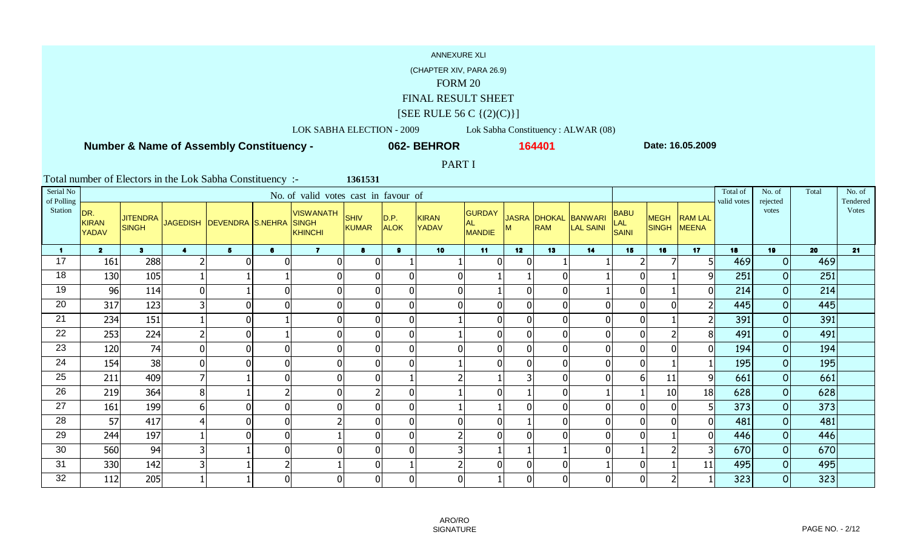ANNEXURE XLI

(CHAPTER XIV, PARA 26.9)

FORM 20

FINAL RESULT SHEET

[SEE RULE 56 C {(2)(C)}]

LOK SABHA ELECTION - 2009 Lok Sabha Constituency : ALWAR (08)

**Number & Name of Assembly Constituency - 062- BEHROR 164401 Date: 16.05.2009**

PART I

Total number of Electors in the Lok Sabha Constituency :- 1361531

| Serial No of Polling Station | No. of valid votes cast in favour of | | | | | | | | | | | | | | | | | Total of valid votes | No. of rejected votes | Total | No. of Tendered Votes |
|---|---|---|---|---|---|---|---|---|---|---|---|---|---|---|---|---|---|---|---|---|---|
| | DR. KIRAN YADAV | JITENDRA SINGH | JAGEDISH | DEVENDRA | S.NEHRA | VISWANATH SINGH KHINCHI | SHIV KUMAR | D.P. ALOK | KIRAN YADAV | GURDAYAL MANDIE | JASRAM | DHOKAL RAM | BANWARI LAL SAINI | BABU LAL SAINI | MEGH SINGH | RAM LAL MEENA | | | | | |
| 1 | 2 | 3 | 4 | 5 | 6 | 7 | 8 | 9 | 10 | 11 | 12 | 13 | 14 | 15 | 16 | 17 | | 18 | 19 | 20 | 21 |
| 17 | 161 | 288 | 2 | 0 | 0 | 0 | 0 | 1 | 1 | 0 | 0 | 1 | 1 | 2 | 7 | 5 | | 469 | 0 | 469 | |
| 18 | 130 | 105 | 1 | 1 | 1 | 0 | 0 | 0 | 0 | 1 | 1 | 0 | 1 | 0 | 1 | 9 | | 251 | 0 | 251 | |
| 19 | 96 | 114 | 0 | 1 | 0 | 0 | 0 | 0 | 0 | 1 | 0 | 0 | 1 | 0 | 1 | 0 | | 214 | 0 | 214 | |
| 20 | 317 | 123 | 3 | 0 | 0 | 0 | 0 | 0 | 0 | 0 | 0 | 0 | 0 | 0 | 0 | 2 | | 445 | 0 | 445 | |
| 21 | 234 | 151 | 1 | 0 | 1 | 0 | 0 | 0 | 1 | 0 | 0 | 0 | 0 | 0 | 1 | 2 | | 391 | 0 | 391 | |
| 22 | 253 | 224 | 2 | 0 | 1 | 0 | 0 | 0 | 1 | 0 | 0 | 0 | 0 | 0 | 2 | 8 | | 491 | 0 | 491 | |
| 23 | 120 | 74 | 0 | 0 | 0 | 0 | 0 | 0 | 0 | 0 | 0 | 0 | 0 | 0 | 0 | 0 | | 194 | 0 | 194 | |
| 24 | 154 | 38 | 0 | 0 | 0 | 0 | 0 | 0 | 1 | 0 | 0 | 0 | 0 | 0 | 1 | 1 | | 195 | 0 | 195 | |
| 25 | 211 | 409 | 7 | 1 | 0 | 0 | 0 | 1 | 2 | 1 | 3 | 0 | 0 | 6 | 11 | 9 | | 661 | 0 | 661 | |
| 26 | 219 | 364 | 8 | 1 | 2 | 0 | 2 | 0 | 1 | 0 | 1 | 0 | 1 | 1 | 10 | 18 | | 628 | 0 | 628 | |
| 27 | 161 | 199 | 6 | 0 | 0 | 0 | 0 | 0 | 1 | 1 | 0 | 0 | 0 | 0 | 0 | 5 | | 373 | 0 | 373 | |
| 28 | 57 | 417 | 4 | 0 | 0 | 2 | 0 | 0 | 0 | 0 | 1 | 0 | 0 | 0 | 0 | 0 | | 481 | 0 | 481 | |
| 29 | 244 | 197 | 1 | 0 | 0 | 1 | 0 | 0 | 2 | 0 | 0 | 0 | 0 | 0 | 1 | 0 | | 446 | 0 | 446 | |
| 30 | 560 | 94 | 3 | 1 | 0 | 0 | 0 | 0 | 3 | 1 | 1 | 1 | 0 | 1 | 2 | 3 | | 670 | 0 | 670 | |
| 31 | 330 | 142 | 3 | 1 | 2 | 1 | 0 | 1 | 2 | 0 | 0 | 0 | 1 | 0 | 1 | 11 | | 495 | 0 | 495 | |
| 32 | 112 | 205 | 1 | 1 | 0 | 0 | 0 | 0 | 0 | 1 | 0 | 0 | 0 | 0 | 2 | 1 | | 323 | 0 | 323 | |

ARO/RO SIGNATURE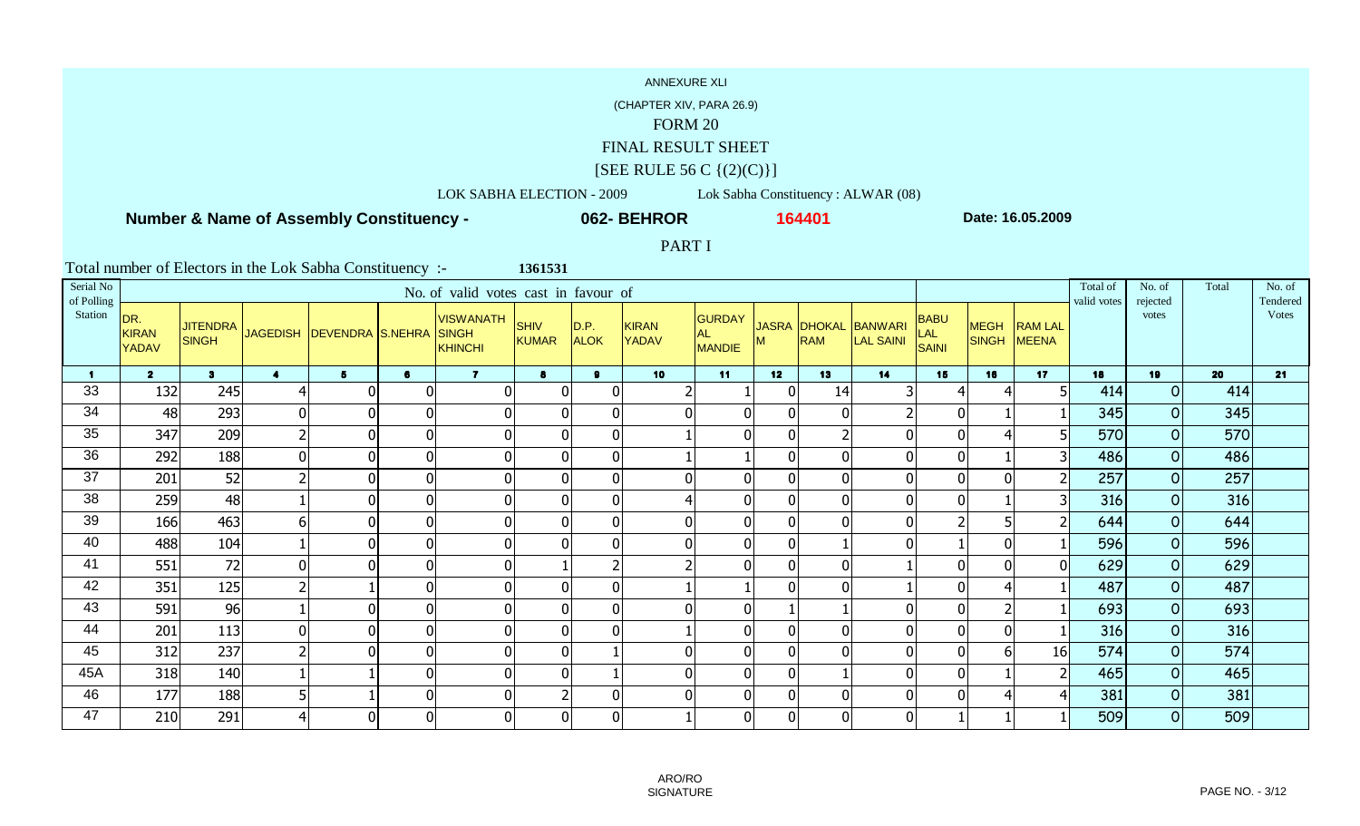ANNEXURE XLI

(CHAPTER XIV, PARA 26.9)

FORM 20

FINAL RESULT SHEET

[SEE RULE 56 C {(2)(C)}]

LOK SABHA ELECTION - 2009 Lok Sabha Constituency : ALWAR (08)

**Number & Name of Assembly Constituency - 062- BEHROR 164401 Date: 16.05.2009**

PART I

Total number of Electors in the Lok Sabha Constituency :- 1361531

| Serial No of Polling Station | No. of valid votes cast in favour of | | | | | | | | | | | | | | | | Total of valid votes | No. of rejected votes | Total | No. of Tendered Votes |
|---|---|---|---|---|---|---|---|---|---|---|---|---|---|---|---|---|---|---|---|---|
| | DR. KIRAN YADAV | JITENDRA SINGH | JAGEDISH | DEVENDRA | S.NEHRA | VISWANATH SINGH KHINCHI | SHIV KUMAR | D.P. ALOK | KIRAN YADAV | GURDAYAL MANDIE | JASRAM | DHOKAL RAM | BANWARI LAL SAINI | BABU LAL SAINI | MEGH SINGH | RAM LAL MEENA | | | | |
| 1 | 2 | 3 | 4 | 5 | 6 | 7 | 8 | 9 | 10 | 11 | 12 | 13 | 14 | 15 | 16 | 17 | 18 | 19 | 20 | 21 |
| 33 | 132 | 245 | 4 | 0 | 0 | 0 | 0 | 0 | 2 | 1 | 0 | 14 | 3 | 4 | 4 | 5 | 414 | 0 | 414 | |
| 34 | 48 | 293 | 0 | 0 | 0 | 0 | 0 | 0 | 0 | 0 | 0 | 0 | 2 | 0 | 1 | 1 | 345 | 0 | 345 | |
| 35 | 347 | 209 | 2 | 0 | 0 | 0 | 0 | 0 | 1 | 0 | 0 | 2 | 0 | 0 | 4 | 5 | 570 | 0 | 570 | |
| 36 | 292 | 188 | 0 | 0 | 0 | 0 | 0 | 0 | 1 | 1 | 0 | 0 | 0 | 0 | 1 | 3 | 486 | 0 | 486 | |
| 37 | 201 | 52 | 2 | 0 | 0 | 0 | 0 | 0 | 0 | 0 | 0 | 0 | 0 | 0 | 0 | 2 | 257 | 0 | 257 | |
| 38 | 259 | 48 | 1 | 0 | 0 | 0 | 0 | 0 | 4 | 0 | 0 | 0 | 0 | 0 | 1 | 3 | 316 | 0 | 316 | |
| 39 | 166 | 463 | 6 | 0 | 0 | 0 | 0 | 0 | 0 | 0 | 0 | 0 | 0 | 2 | 5 | 2 | 644 | 0 | 644 | |
| 40 | 488 | 104 | 1 | 0 | 0 | 0 | 0 | 0 | 0 | 0 | 0 | 1 | 0 | 1 | 0 | 1 | 596 | 0 | 596 | |
| 41 | 551 | 72 | 0 | 0 | 0 | 0 | 1 | 2 | 2 | 0 | 0 | 0 | 1 | 0 | 0 | 0 | 629 | 0 | 629 | |
| 42 | 351 | 125 | 2 | 1 | 0 | 0 | 0 | 0 | 1 | 1 | 0 | 0 | 1 | 0 | 4 | 1 | 487 | 0 | 487 | |
| 43 | 591 | 96 | 1 | 0 | 0 | 0 | 0 | 0 | 0 | 0 | 1 | 1 | 0 | 0 | 2 | 1 | 693 | 0 | 693 | |
| 44 | 201 | 113 | 0 | 0 | 0 | 0 | 0 | 0 | 1 | 0 | 0 | 0 | 0 | 0 | 0 | 1 | 316 | 0 | 316 | |
| 45 | 312 | 237 | 2 | 0 | 0 | 0 | 0 | 1 | 0 | 0 | 0 | 0 | 0 | 0 | 6 | 16 | 574 | 0 | 574 | |
| 45A | 318 | 140 | 1 | 1 | 0 | 0 | 0 | 1 | 0 | 0 | 0 | 1 | 0 | 0 | 1 | 2 | 465 | 0 | 465 | |
| 46 | 177 | 188 | 5 | 1 | 0 | 0 | 2 | 0 | 0 | 0 | 0 | 0 | 0 | 0 | 4 | 4 | 381 | 0 | 381 | |
| 47 | 210 | 291 | 4 | 0 | 0 | 0 | 0 | 0 | 1 | 0 | 0 | 0 | 0 | 1 | 1 | 1 | 509 | 0 | 509 | |

ARO/RO
SIGNATURE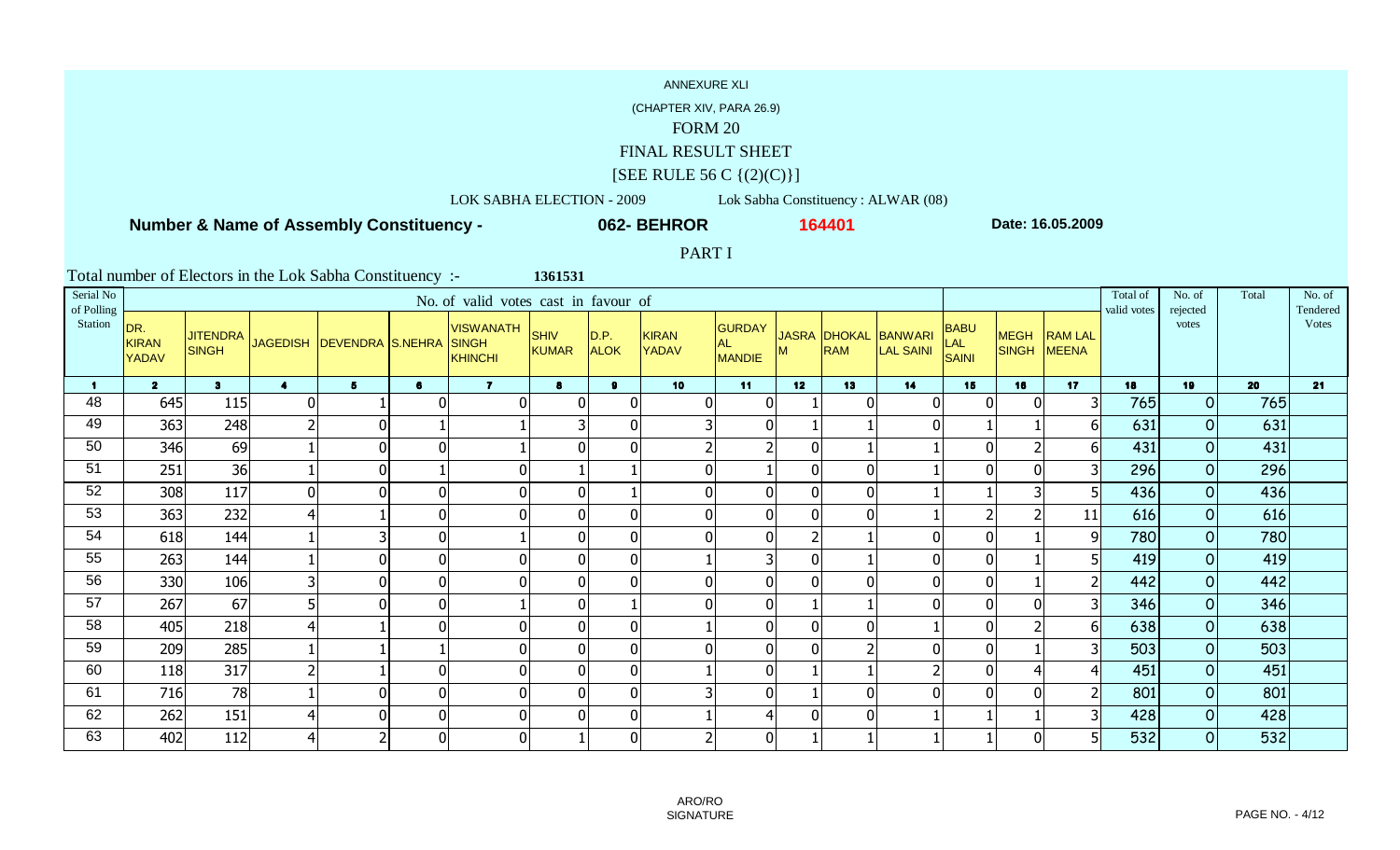ANNEXURE XLI

(CHAPTER XIV, PARA 26.9)

FORM 20

FINAL RESULT SHEET

[SEE RULE 56 C {(2)(C)}]

LOK SABHA ELECTION - 2009 Lok Sabha Constituency : ALWAR (08)

**Number & Name of Assembly Constituency - 062- BEHROR 164401 Date: 16.05.2009**

PART I

Total number of Electors in the Lok Sabha Constituency :- 1361531

| Serial No of Polling Station | No. of valid votes cast in favour of | | | | | | | | | | | | | | | | Total of valid votes | No. of rejected votes | Total | No. of Tendered Votes |
|---|---|---|---|---|---|---|---|---|---|---|---|---|---|---|---|---|---|---|---|---|
| | DR. KIRAN YADAV | JITENDRA SINGH | JAGEDISH | DEVENDRA | S.NEHRA | VISWANATH SINGH KHINCHI | SHIV KUMAR | D.P. ALOK | KIRAN YADAV | GURDAYAL MANDIE | JASRAM | DHOKAL RAM | BANWARI LAL SAINI | BABU LAL SAINI | MEGH SINGH | RAM LAL MEENA | | | | |
| 1 | 2 | 3 | 4 | 5 | 6 | 7 | 8 | 9 | 10 | 11 | 12 | 13 | 14 | 15 | 16 | 17 | 18 | 19 | 20 | 21 |
| 48 | 645 | 115 | 0 | 1 | 0 | 0 | 0 | 0 | 0 | 0 | 1 | 0 | 0 | 0 | 0 | 3 | 765 | 0 | 765 | |
| 49 | 363 | 248 | 2 | 0 | 1 | 1 | 3 | 0 | 3 | 0 | 1 | 1 | 0 | 1 | 1 | 6 | 631 | 0 | 631 | |
| 50 | 346 | 69 | 1 | 0 | 0 | 1 | 0 | 0 | 2 | 2 | 0 | 1 | 1 | 0 | 2 | 6 | 431 | 0 | 431 | |
| 51 | 251 | 36 | 1 | 0 | 1 | 0 | 1 | 1 | 0 | 1 | 0 | 0 | 1 | 0 | 0 | 3 | 296 | 0 | 296 | |
| 52 | 308 | 117 | 0 | 0 | 0 | 0 | 0 | 1 | 0 | 0 | 0 | 0 | 1 | 1 | 3 | 5 | 436 | 0 | 436 | |
| 53 | 363 | 232 | 4 | 1 | 0 | 0 | 0 | 0 | 0 | 0 | 0 | 0 | 1 | 2 | 2 | 11 | 616 | 0 | 616 | |
| 54 | 618 | 144 | 1 | 3 | 0 | 1 | 0 | 0 | 0 | 0 | 2 | 1 | 0 | 0 | 1 | 9 | 780 | 0 | 780 | |
| 55 | 263 | 144 | 1 | 0 | 0 | 0 | 0 | 0 | 1 | 3 | 0 | 1 | 0 | 0 | 1 | 5 | 419 | 0 | 419 | |
| 56 | 330 | 106 | 3 | 0 | 0 | 0 | 0 | 0 | 0 | 0 | 0 | 0 | 0 | 0 | 1 | 2 | 442 | 0 | 442 | |
| 57 | 267 | 67 | 5 | 0 | 0 | 1 | 0 | 1 | 0 | 0 | 1 | 1 | 0 | 0 | 0 | 3 | 346 | 0 | 346 | |
| 58 | 405 | 218 | 4 | 1 | 0 | 0 | 0 | 0 | 1 | 0 | 0 | 0 | 1 | 0 | 2 | 6 | 638 | 0 | 638 | |
| 59 | 209 | 285 | 1 | 1 | 1 | 0 | 0 | 0 | 0 | 0 | 0 | 2 | 0 | 0 | 1 | 3 | 503 | 0 | 503 | |
| 60 | 118 | 317 | 2 | 1 | 0 | 0 | 0 | 0 | 1 | 0 | 1 | 1 | 2 | 0 | 4 | 4 | 451 | 0 | 451 | |
| 61 | 716 | 78 | 1 | 0 | 0 | 0 | 0 | 0 | 3 | 0 | 1 | 0 | 0 | 0 | 0 | 2 | 801 | 0 | 801 | |
| 62 | 262 | 151 | 4 | 0 | 0 | 0 | 0 | 0 | 1 | 4 | 0 | 0 | 1 | 1 | 1 | 3 | 428 | 0 | 428 | |
| 63 | 402 | 112 | 4 | 2 | 0 | 0 | 1 | 0 | 2 | 0 | 1 | 1 | 1 | 1 | 0 | 5 | 532 | 0 | 532 | |

ARO/RO SIGNATURE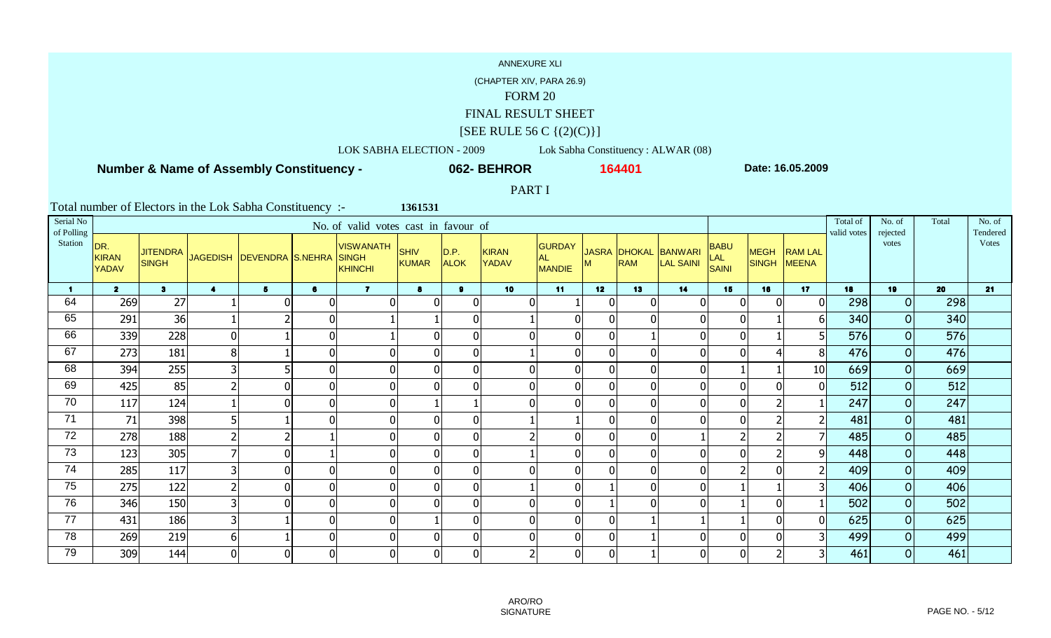ANNEXURE XLI

(CHAPTER XIV, PARA 26.9)

FORM 20

FINAL RESULT SHEET

[SEE RULE 56 C {(2)(C)}]

LOK SABHA ELECTION - 2009 Lok Sabha Constituency : ALWAR (08)

**Number & Name of Assembly Constituency - 062- BEHROR 164401 Date: 16.05.2009**

PART I

Total number of Electors in the Lok Sabha Constituency :- 1361531

| Serial No of Polling Station | No. of valid votes cast in favour of | | | | | | | | | | | | | | | | | Total of valid votes | No. of rejected votes | Total | No. of Tendered Votes |
|---|---|---|---|---|---|---|---|---|---|---|---|---|---|---|---|---|---|---|---|---|---|
| | DR. KIRAN YADAV | JITENDRA SINGH | JAGEDISH | DEVENDRA | S.NEHRA | VISWANATH SINGH KHINCHI | SHIV KUMAR | D.P. ALOK | KIRAN YADAV | GURDAY AL MANDIE | JASRA M | DHOKAL RAM | BANWARI LAL SAINI | BABU LAL SAINI | MEGH SINGH | RAM LAL MEENA | | | | | |
| 1 | 2 | 3 | 4 | 5 | 6 | 7 | 8 | 9 | 10 | 11 | 12 | 13 | 14 | 15 | 16 | 17 | | 18 | 19 | 20 | 21 |
| 64 | 269 | 27 | 1 | 0 | 0 | 0 | 0 | 0 | 0 | 1 | 0 | 0 | 0 | 0 | 0 | 0 | | 298 | 0 | 298 | |
| 65 | 291 | 36 | 1 | 2 | 0 | 1 | 1 | 0 | 1 | 0 | 0 | 0 | 0 | 0 | 1 | 6 | | 340 | 0 | 340 | |
| 66 | 339 | 228 | 0 | 1 | 0 | 1 | 0 | 0 | 0 | 0 | 0 | 1 | 0 | 0 | 1 | 5 | | 576 | 0 | 576 | |
| 67 | 273 | 181 | 8 | 1 | 0 | 0 | 0 | 0 | 1 | 0 | 0 | 0 | 0 | 0 | 4 | 8 | | 476 | 0 | 476 | |
| 68 | 394 | 255 | 3 | 5 | 0 | 0 | 0 | 0 | 0 | 0 | 0 | 0 | 0 | 1 | 1 | 10 | | 669 | 0 | 669 | |
| 69 | 425 | 85 | 2 | 0 | 0 | 0 | 0 | 0 | 0 | 0 | 0 | 0 | 0 | 0 | 0 | 0 | | 512 | 0 | 512 | |
| 70 | 117 | 124 | 1 | 0 | 0 | 0 | 1 | 1 | 0 | 0 | 0 | 0 | 0 | 0 | 2 | 1 | | 247 | 0 | 247 | |
| 71 | 71 | 398 | 5 | 1 | 0 | 0 | 0 | 0 | 1 | 1 | 0 | 0 | 0 | 0 | 2 | 2 | | 481 | 0 | 481 | |
| 72 | 278 | 188 | 2 | 2 | 1 | 0 | 0 | 0 | 2 | 0 | 0 | 0 | 1 | 2 | 2 | 7 | | 485 | 0 | 485 | |
| 73 | 123 | 305 | 7 | 0 | 1 | 0 | 0 | 0 | 1 | 0 | 0 | 0 | 0 | 0 | 2 | 9 | | 448 | 0 | 448 | |
| 74 | 285 | 117 | 3 | 0 | 0 | 0 | 0 | 0 | 0 | 0 | 0 | 0 | 0 | 2 | 0 | 2 | | 409 | 0 | 409 | |
| 75 | 275 | 122 | 2 | 0 | 0 | 0 | 0 | 0 | 1 | 0 | 1 | 0 | 0 | 1 | 1 | 3 | | 406 | 0 | 406 | |
| 76 | 346 | 150 | 3 | 0 | 0 | 0 | 0 | 0 | 0 | 0 | 1 | 0 | 0 | 1 | 0 | 1 | | 502 | 0 | 502 | |
| 77 | 431 | 186 | 3 | 1 | 0 | 0 | 1 | 0 | 0 | 0 | 0 | 1 | 1 | 1 | 0 | 0 | | 625 | 0 | 625 | |
| 78 | 269 | 219 | 6 | 1 | 0 | 0 | 0 | 0 | 0 | 0 | 0 | 1 | 0 | 0 | 0 | 3 | | 499 | 0 | 499 | |
| 79 | 309 | 144 | 0 | 0 | 0 | 0 | 0 | 0 | 2 | 0 | 0 | 1 | 0 | 0 | 2 | 3 | | 461 | 0 | 461 | |

ARO/RO SIGNATURE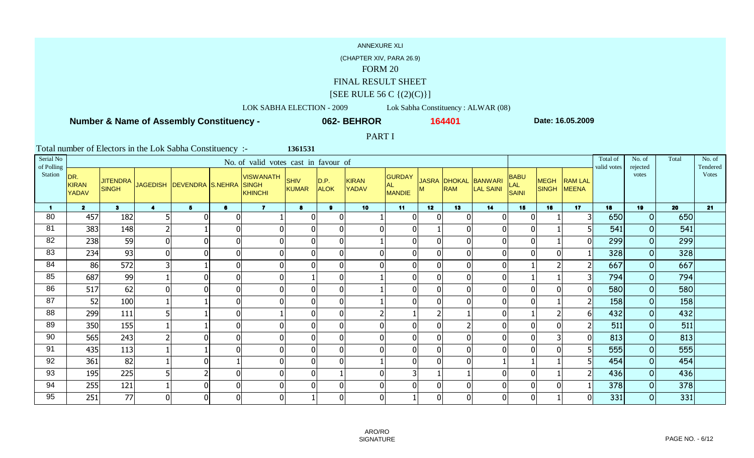ANNEXURE XLI

(CHAPTER XIV, PARA 26.9)

FORM 20

FINAL RESULT SHEET

[SEE RULE 56 C {(2)(C)}]

LOK SABHA ELECTION - 2009 Lok Sabha Constituency : ALWAR (08)

**Number & Name of Assembly Constituency - 062- BEHROR 164401 Date: 16.05.2009**

PART I

Total number of Electors in the Lok Sabha Constituency :- 1361531

| Serial No of Polling Station | No. of valid votes cast in favour of | | | | | | | | | | | | | | | | Total of valid votes | No. of rejected votes | Total | No. of Tendered Votes |
|---|---|---|---|---|---|---|---|---|---|---|---|---|---|---|---|---|---|---|---|---|
| | DR. KIRAN YADAV | JITENDRA SINGH | JAGEDISH | DEVENDRA | S.NEHRA | VISWANATH SINGH KHINCHI | SHIV KUMAR | D.P. ALOK | KIRAN YADAV | GURDAYAL MANDIE | JASRAM | DHOKAL RAM | BANWARI LAL SAINI | BABU LAL SAINI | MEGH SINGH | RAM LAL MEENA | | | | |
| 1 | 2 | 3 | 4 | 5 | 6 | 7 | 8 | 9 | 10 | 11 | 12 | 13 | 14 | 15 | 16 | 17 | 18 | 19 | 20 | 21 |
| 80 | 457 | 182 | 5 | 0 | 0 | 1 | 0 | 0 | 1 | 0 | 0 | 0 | 0 | 0 | 1 | 3 | 650 | 0 | 650 | |
| 81 | 383 | 148 | 2 | 1 | 0 | 0 | 0 | 0 | 0 | 0 | 1 | 0 | 0 | 0 | 1 | 5 | 541 | 0 | 541 | |
| 82 | 238 | 59 | 0 | 0 | 0 | 0 | 0 | 0 | 1 | 0 | 0 | 0 | 0 | 0 | 1 | 0 | 299 | 0 | 299 | |
| 83 | 234 | 93 | 0 | 0 | 0 | 0 | 0 | 0 | 0 | 0 | 0 | 0 | 0 | 0 | 0 | 1 | 328 | 0 | 328 | |
| 84 | 86 | 572 | 3 | 1 | 0 | 0 | 0 | 0 | 0 | 0 | 0 | 0 | 0 | 1 | 2 | 2 | 667 | 0 | 667 | |
| 85 | 687 | 99 | 1 | 0 | 0 | 0 | 1 | 0 | 1 | 0 | 0 | 0 | 0 | 1 | 1 | 3 | 794 | 0 | 794 | |
| 86 | 517 | 62 | 0 | 0 | 0 | 0 | 0 | 0 | 1 | 0 | 0 | 0 | 0 | 0 | 0 | 0 | 580 | 0 | 580 | |
| 87 | 52 | 100 | 1 | 1 | 0 | 0 | 0 | 0 | 1 | 0 | 0 | 0 | 0 | 0 | 1 | 2 | 158 | 0 | 158 | |
| 88 | 299 | 111 | 5 | 1 | 0 | 1 | 0 | 0 | 2 | 1 | 2 | 1 | 0 | 1 | 2 | 6 | 432 | 0 | 432 | |
| 89 | 350 | 155 | 1 | 1 | 0 | 0 | 0 | 0 | 0 | 0 | 0 | 2 | 0 | 0 | 0 | 2 | 511 | 0 | 511 | |
| 90 | 565 | 243 | 2 | 0 | 0 | 0 | 0 | 0 | 0 | 0 | 0 | 0 | 0 | 0 | 3 | 0 | 813 | 0 | 813 | |
| 91 | 435 | 113 | 1 | 1 | 0 | 0 | 0 | 0 | 0 | 0 | 0 | 0 | 0 | 0 | 0 | 5 | 555 | 0 | 555 | |
| 92 | 361 | 82 | 1 | 0 | 1 | 0 | 0 | 0 | 1 | 0 | 0 | 0 | 1 | 1 | 1 | 5 | 454 | 0 | 454 | |
| 93 | 195 | 225 | 5 | 2 | 0 | 0 | 0 | 1 | 0 | 3 | 1 | 1 | 0 | 0 | 1 | 2 | 436 | 0 | 436 | |
| 94 | 255 | 121 | 1 | 0 | 0 | 0 | 0 | 0 | 0 | 0 | 0 | 0 | 0 | 0 | 0 | 1 | 378 | 0 | 378 | |
| 95 | 251 | 77 | 0 | 0 | 0 | 0 | 1 | 0 | 0 | 1 | 0 | 0 | 0 | 0 | 1 | 0 | 331 | 0 | 331 | |

ARO/RO SIGNATURE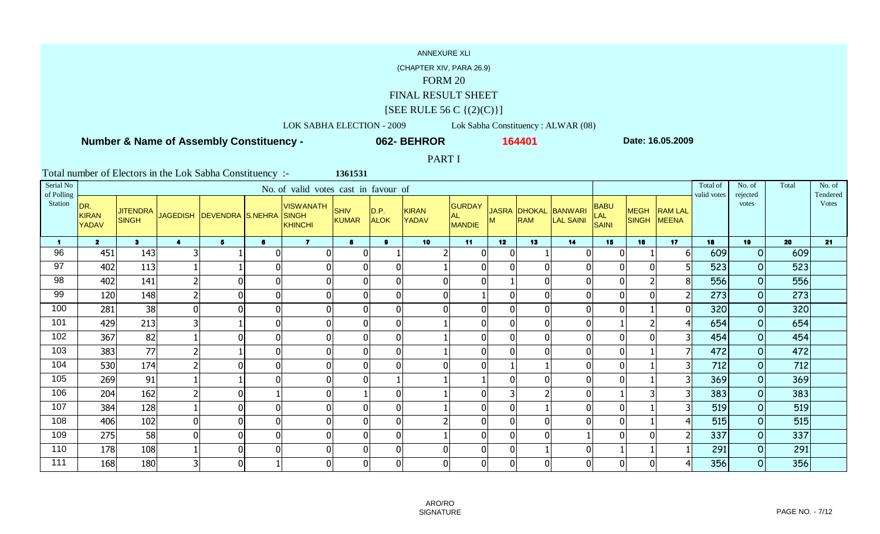ANNEXURE XLI

(CHAPTER XIV, PARA 26.9)

FORM 20

FINAL RESULT SHEET

[SEE RULE 56 C {(2)(C)}]

LOK SABHA ELECTION - 2009 Lok Sabha Constituency : ALWAR (08)

**Number & Name of Assembly Constituency - 062- BEHROR 164401 Date: 16.05.2009**

PART I

Total number of Electors in the Lok Sabha Constituency :- 1361531

| Serial No of Polling Station | No. of valid votes cast in favour of | | | | | | | | | | | | | | | | | Total of valid votes | No. of rejected votes | Total | No. of Tendered Votes |
|---|---|---|---|---|---|---|---|---|---|---|---|---|---|---|---|---|---|---|---|---|---|
| | DR. KIRAN YADAV | JITENDRA SINGH | JAGEDISH | DEVENDRA | S.NEHRA | VISWANATH SINGH KHINCHI | SHIV KUMAR | D.P. ALOK | KIRAN YADAV | GURDAYAL MANDIE | JASRAM | DHOKAL RAM | BANWARI LAL SAINI | BABU LAL SAINI | MEGH SINGH | RAM LAL MEENA | | | | | |
| 1 | 2 | 3 | 4 | 5 | 6 | 7 | 8 | 9 | 10 | 11 | 12 | 13 | 14 | 15 | 16 | 17 | 18 | 19 | 20 | 21 |
| 96 | 451 | 143 | 3 | 1 | 0 | 0 | 0 | 1 | 2 | 0 | 0 | 1 | 0 | 0 | 1 | 6 | 609 | 0 | 609 | |
| 97 | 402 | 113 | 1 | 1 | 0 | 0 | 0 | 0 | 1 | 0 | 0 | 0 | 0 | 0 | 0 | 5 | 523 | 0 | 523 | |
| 98 | 402 | 141 | 2 | 0 | 0 | 0 | 0 | 0 | 0 | 0 | 1 | 0 | 0 | 0 | 2 | 8 | 556 | 0 | 556 | |
| 99 | 120 | 148 | 2 | 0 | 0 | 0 | 0 | 0 | 0 | 1 | 0 | 0 | 0 | 0 | 0 | 2 | 273 | 0 | 273 | |
| 100 | 281 | 38 | 0 | 0 | 0 | 0 | 0 | 0 | 0 | 0 | 0 | 0 | 0 | 0 | 1 | 0 | 320 | 0 | 320 | |
| 101 | 429 | 213 | 3 | 1 | 0 | 0 | 0 | 0 | 1 | 0 | 0 | 0 | 0 | 1 | 2 | 4 | 654 | 0 | 654 | |
| 102 | 367 | 82 | 1 | 0 | 0 | 0 | 0 | 0 | 1 | 0 | 0 | 0 | 0 | 0 | 0 | 3 | 454 | 0 | 454 | |
| 103 | 383 | 77 | 2 | 1 | 0 | 0 | 0 | 0 | 1 | 0 | 0 | 0 | 0 | 0 | 1 | 7 | 472 | 0 | 472 | |
| 104 | 530 | 174 | 2 | 0 | 0 | 0 | 0 | 0 | 0 | 0 | 1 | 1 | 0 | 0 | 1 | 3 | 712 | 0 | 712 | |
| 105 | 269 | 91 | 1 | 1 | 0 | 0 | 0 | 1 | 1 | 1 | 0 | 0 | 0 | 0 | 1 | 3 | 369 | 0 | 369 | |
| 106 | 204 | 162 | 2 | 0 | 1 | 0 | 1 | 0 | 1 | 0 | 3 | 2 | 0 | 1 | 3 | 3 | 383 | 0 | 383 | |
| 107 | 384 | 128 | 1 | 0 | 0 | 0 | 0 | 0 | 1 | 0 | 0 | 1 | 0 | 0 | 1 | 3 | 519 | 0 | 519 | |
| 108 | 406 | 102 | 0 | 0 | 0 | 0 | 0 | 0 | 2 | 0 | 0 | 0 | 0 | 0 | 1 | 4 | 515 | 0 | 515 | |
| 109 | 275 | 58 | 0 | 0 | 0 | 0 | 0 | 0 | 1 | 0 | 0 | 0 | 1 | 0 | 0 | 2 | 337 | 0 | 337 | |
| 110 | 178 | 108 | 1 | 0 | 0 | 0 | 0 | 0 | 0 | 0 | 0 | 1 | 0 | 1 | 1 | 1 | 291 | 0 | 291 | |
| 111 | 168 | 180 | 3 | 0 | 1 | 0 | 0 | 0 | 0 | 0 | 0 | 0 | 0 | 0 | 0 | 4 | 356 | 0 | 356 | |

ARO/RO
SIGNATURE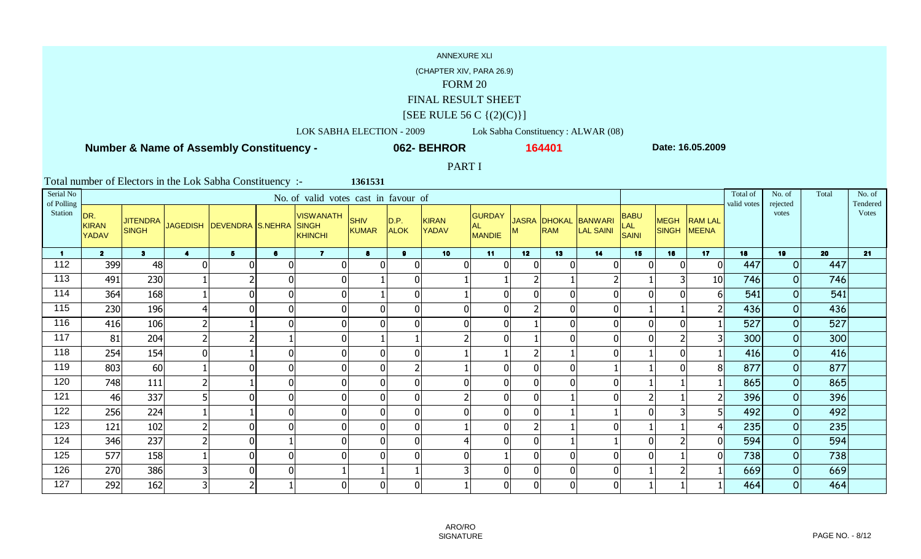ANNEXURE XLI

(CHAPTER XIV, PARA 26.9)

FORM 20

FINAL RESULT SHEET

[SEE RULE 56 C {(2)(C)}]

LOK SABHA ELECTION - 2009 Lok Sabha Constituency : ALWAR (08)

**Number & Name of Assembly Constituency - 062- BEHROR 164401 Date: 16.05.2009**

PART I

Total number of Electors in the Lok Sabha Constituency :- 1361531

| Serial No of Polling Station | No. of valid votes cast in favour of | | | | | | | | | | | | | | | | Total of valid votes | No. of rejected votes | Total | No. of Tendered Votes |
|---|---|---|---|---|---|---|---|---|---|---|---|---|---|---|---|---|---|---|---|---|
| | DR. KIRAN YADAV | JITENDRA SINGH | JAGEDISH | DEVENDRA | S.NEHRA | VISWANATH SINGH KHINCHI | SHIV KUMAR | D.P. ALOK | KIRAN YADAV | GURDAYAL MANDIE | JASRAM | DHOKAL RAM | BANWARI LAL SAINI | BABU LAL SAINI | MEGH SINGH | RAM LAL MEENA | | | | |
| 1 | 2 | 3 | 4 | 5 | 6 | 7 | 8 | 9 | 10 | 11 | 12 | 13 | 14 | 15 | 16 | 17 | 18 | 19 | 20 | 21 |
| 112 | 399 | 48 | 0 | 0 | 0 | 0 | 0 | 0 | 0 | 0 | 0 | 0 | 0 | 0 | 0 | 0 | 447 | 0 | 447 | |
| 113 | 491 | 230 | 1 | 2 | 0 | 0 | 1 | 0 | 1 | 1 | 2 | 1 | 2 | 1 | 3 | 10 | 746 | 0 | 746 | |
| 114 | 364 | 168 | 1 | 0 | 0 | 0 | 1 | 0 | 1 | 0 | 0 | 0 | 0 | 0 | 0 | 6 | 541 | 0 | 541 | |
| 115 | 230 | 196 | 4 | 0 | 0 | 0 | 0 | 0 | 0 | 0 | 2 | 0 | 0 | 1 | 1 | 2 | 436 | 0 | 436 | |
| 116 | 416 | 106 | 2 | 1 | 0 | 0 | 0 | 0 | 0 | 0 | 1 | 0 | 0 | 0 | 0 | 1 | 527 | 0 | 527 | |
| 117 | 81 | 204 | 2 | 2 | 1 | 0 | 1 | 1 | 2 | 0 | 1 | 0 | 0 | 0 | 2 | 3 | 300 | 0 | 300 | |
| 118 | 254 | 154 | 0 | 1 | 0 | 0 | 0 | 0 | 1 | 1 | 2 | 1 | 0 | 1 | 0 | 1 | 416 | 0 | 416 | |
| 119 | 803 | 60 | 1 | 0 | 0 | 0 | 0 | 2 | 1 | 0 | 0 | 0 | 1 | 1 | 0 | 8 | 877 | 0 | 877 | |
| 120 | 748 | 111 | 2 | 1 | 0 | 0 | 0 | 0 | 0 | 0 | 0 | 0 | 0 | 1 | 1 | 1 | 865 | 0 | 865 | |
| 121 | 46 | 337 | 5 | 0 | 0 | 0 | 0 | 0 | 2 | 0 | 0 | 1 | 0 | 2 | 1 | 2 | 396 | 0 | 396 | |
| 122 | 256 | 224 | 1 | 1 | 0 | 0 | 0 | 0 | 0 | 0 | 0 | 1 | 1 | 0 | 3 | 5 | 492 | 0 | 492 | |
| 123 | 121 | 102 | 2 | 0 | 0 | 0 | 0 | 0 | 1 | 0 | 2 | 1 | 0 | 1 | 1 | 4 | 235 | 0 | 235 | |
| 124 | 346 | 237 | 2 | 0 | 1 | 0 | 0 | 0 | 4 | 0 | 0 | 1 | 1 | 0 | 2 | 0 | 594 | 0 | 594 | |
| 125 | 577 | 158 | 1 | 0 | 0 | 0 | 0 | 0 | 0 | 1 | 0 | 0 | 0 | 0 | 1 | 0 | 738 | 0 | 738 | |
| 126 | 270 | 386 | 3 | 0 | 0 | 1 | 1 | 1 | 3 | 0 | 0 | 0 | 0 | 1 | 2 | 1 | 669 | 0 | 669 | |
| 127 | 292 | 162 | 3 | 2 | 1 | 0 | 0 | 0 | 1 | 0 | 0 | 0 | 0 | 1 | 1 | 1 | 464 | 0 | 464 | |

ARO/RO SIGNATURE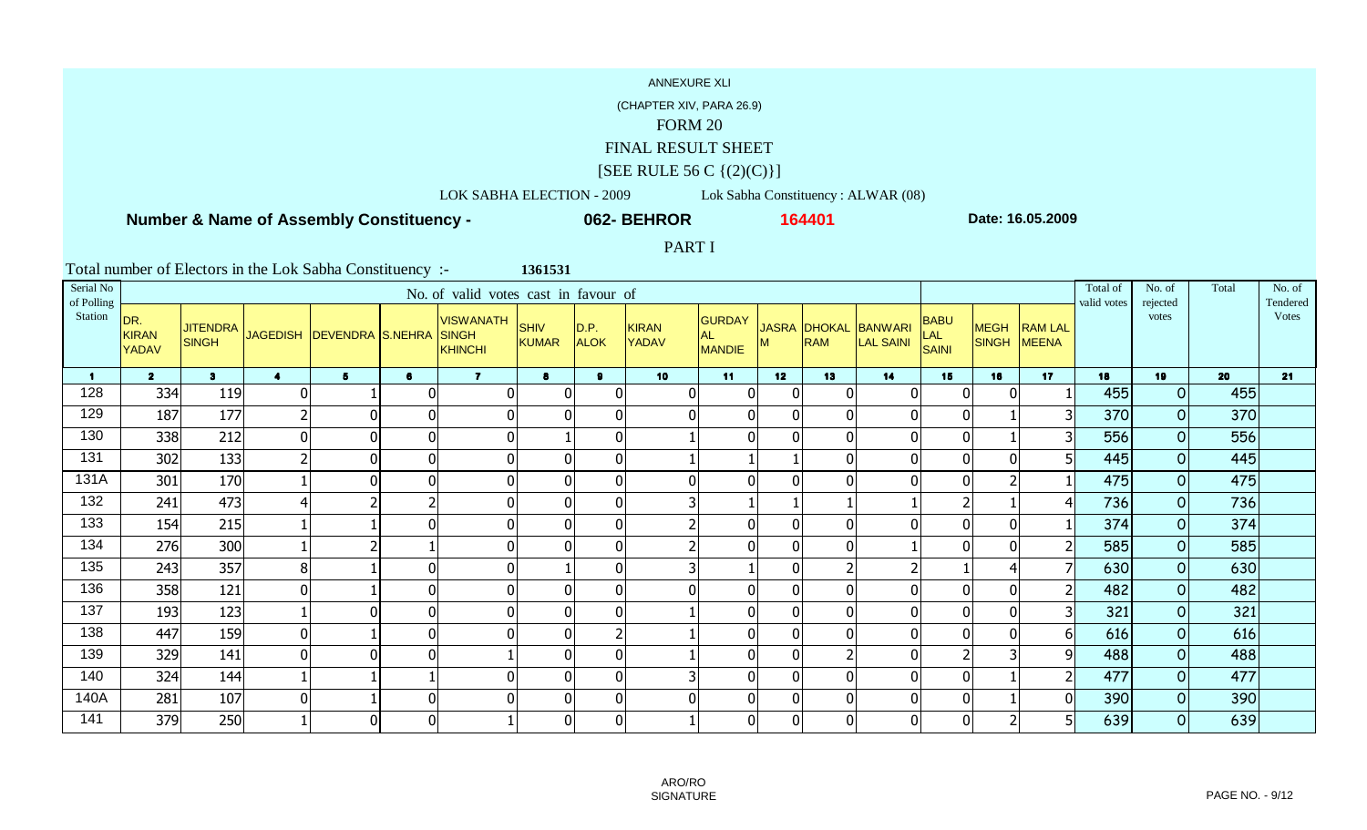ANNEXURE XLI

(CHAPTER XIV, PARA 26.9)

FORM 20

FINAL RESULT SHEET

[SEE RULE 56 C {(2)(C)}]

LOK SABHA ELECTION - 2009 Lok Sabha Constituency : ALWAR (08)

**Number & Name of Assembly Constituency - 062- BEHROR 164401 Date: 16.05.2009**

PART I

Total number of Electors in the Lok Sabha Constituency :- 1361531

| Serial No of Polling Station | No. of valid votes cast in favour of | | | | | | | | | | | | | | | | | Total of valid votes | No. of rejected votes | Total | No. of Tendered Votes |
|---|---|---|---|---|---|---|---|---|---|---|---|---|---|---|---|---|---|---|---|---|---|
| | DR. KIRAN YADAV | JITENDRA SINGH | JAGEDISH | DEVENDRA | S.NEHRA | VISWANATH SINGH KHINCHI | SHIV KUMAR | D.P. ALOK | KIRAN YADAV | GURDAYAL MANDIE | JASRAM | DHOKAL RAM | BANWARI LAL SAINI | BABU LAL SAINI | MEGH SINGH | RAM LAL MEENA | | | | | |
| 1 | 2 | 3 | 4 | 5 | 6 | 7 | 8 | 9 | 10 | 11 | 12 | 13 | 14 | 15 | 16 | 17 | | 18 | 19 | 20 | 21 |
| 128 | 334 | 119 | 0 | 1 | 0 | 0 | 0 | 0 | 0 | 0 | 0 | 0 | 0 | 0 | 0 | 1 | | 455 | 0 | 455 | |
| 129 | 187 | 177 | 2 | 0 | 0 | 0 | 0 | 0 | 0 | 0 | 0 | 0 | 0 | 0 | 1 | 3 | | 370 | 0 | 370 | |
| 130 | 338 | 212 | 0 | 0 | 0 | 0 | 1 | 0 | 1 | 0 | 0 | 0 | 0 | 0 | 1 | 3 | | 556 | 0 | 556 | |
| 131 | 302 | 133 | 2 | 0 | 0 | 0 | 0 | 0 | 1 | 1 | 1 | 0 | 0 | 0 | 0 | 5 | | 445 | 0 | 445 | |
| 131A | 301 | 170 | 1 | 0 | 0 | 0 | 0 | 0 | 0 | 0 | 0 | 0 | 0 | 0 | 2 | 1 | | 475 | 0 | 475 | |
| 132 | 241 | 473 | 4 | 2 | 2 | 0 | 0 | 0 | 3 | 1 | 1 | 1 | 1 | 2 | 1 | 4 | | 736 | 0 | 736 | |
| 133 | 154 | 215 | 1 | 1 | 0 | 0 | 0 | 0 | 2 | 0 | 0 | 0 | 0 | 0 | 0 | 1 | | 374 | 0 | 374 | |
| 134 | 276 | 300 | 1 | 2 | 1 | 0 | 0 | 0 | 2 | 0 | 0 | 0 | 1 | 0 | 0 | 2 | | 585 | 0 | 585 | |
| 135 | 243 | 357 | 8 | 1 | 0 | 0 | 1 | 0 | 3 | 1 | 0 | 2 | 2 | 1 | 4 | 7 | | 630 | 0 | 630 | |
| 136 | 358 | 121 | 0 | 1 | 0 | 0 | 0 | 0 | 0 | 0 | 0 | 0 | 0 | 0 | 0 | 2 | | 482 | 0 | 482 | |
| 137 | 193 | 123 | 1 | 0 | 0 | 0 | 0 | 0 | 1 | 0 | 0 | 0 | 0 | 0 | 0 | 3 | | 321 | 0 | 321 | |
| 138 | 447 | 159 | 0 | 1 | 0 | 0 | 0 | 2 | 1 | 0 | 0 | 0 | 0 | 0 | 0 | 6 | | 616 | 0 | 616 | |
| 139 | 329 | 141 | 0 | 0 | 0 | 1 | 0 | 0 | 1 | 0 | 0 | 2 | 0 | 2 | 3 | 9 | | 488 | 0 | 488 | |
| 140 | 324 | 144 | 1 | 1 | 1 | 0 | 0 | 0 | 3 | 0 | 0 | 0 | 0 | 0 | 1 | 2 | | 477 | 0 | 477 | |
| 140A | 281 | 107 | 0 | 1 | 0 | 0 | 0 | 0 | 0 | 0 | 0 | 0 | 0 | 0 | 1 | 0 | | 390 | 0 | 390 | |
| 141 | 379 | 250 | 1 | 0 | 0 | 1 | 0 | 0 | 1 | 0 | 0 | 0 | 0 | 0 | 2 | 5 | | 639 | 0 | 639 | |

ARO/RO SIGNATURE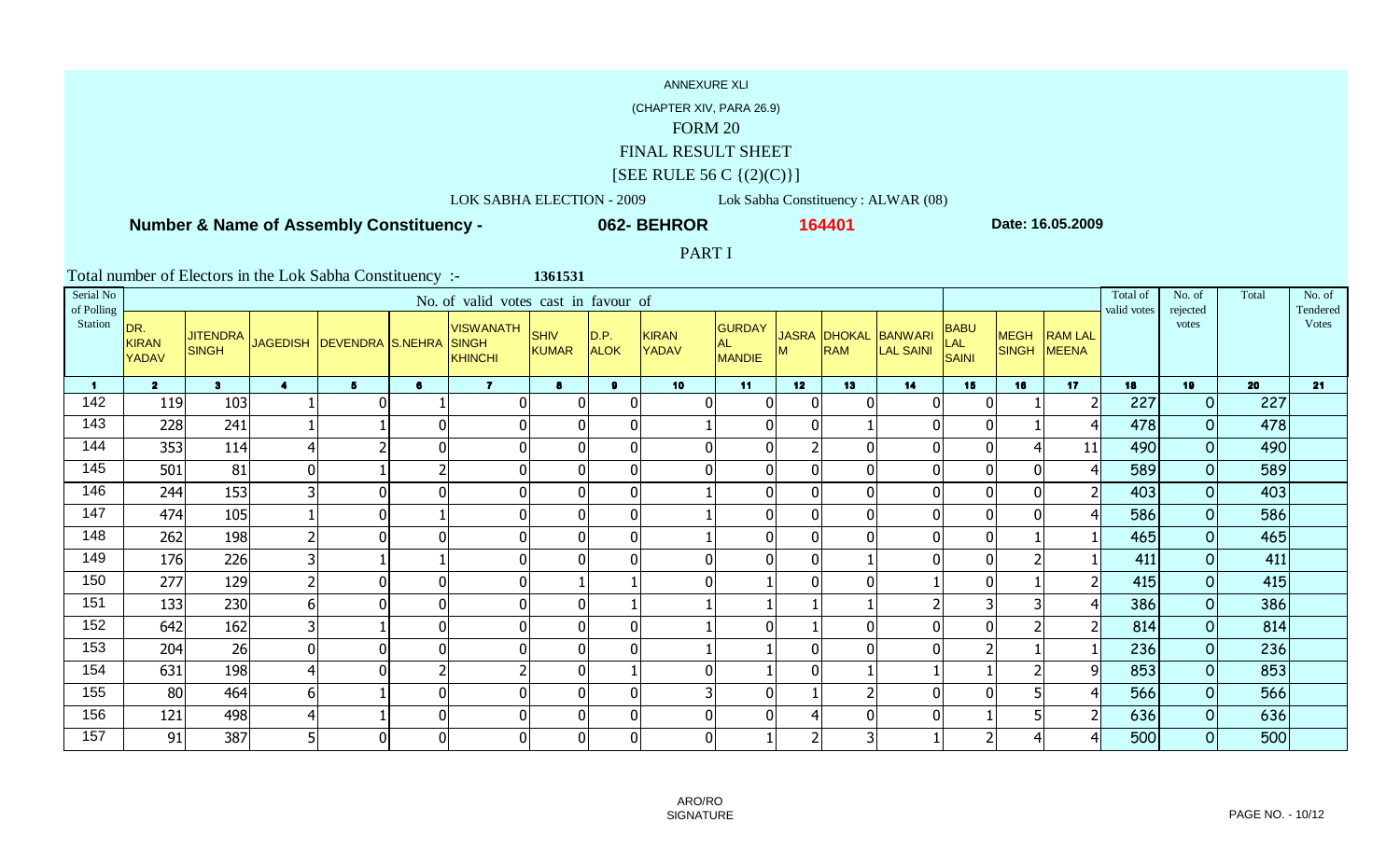ANNEXURE XLI

(CHAPTER XIV, PARA 26.9)

FORM 20

FINAL RESULT SHEET

[SEE RULE 56 C {(2)(C)}]

LOK SABHA ELECTION - 2009 Lok Sabha Constituency : ALWAR (08)

**Number & Name of Assembly Constituency - 062- BEHROR 164401 Date: 16.05.2009**

PART I

Total number of Electors in the Lok Sabha Constituency :- 1361531

| Serial No of Polling Station | No. of valid votes cast in favour of | | | | | | | | | | | | | | | | Total of valid votes | No. of rejected votes | Total | No. of Tendered Votes |
|---|---|---|---|---|---|---|---|---|---|---|---|---|---|---|---|---|---|---|---|---|
| | DR. KIRAN YADAV | JITENDRA SINGH | JAGEDISH | DEVENDRA | S.NEHRA | VISWANATH SINGH KHINCHI | SHIV KUMAR | D.P. ALOK | KIRAN YADAV | GURDAYAL MANDIE | JASRAM | DHOKAL RAM | BANWARI LAL SAINI | BABU LAL SAINI | MEGH SINGH | RAM LAL MEENA | | | | |
| 1 | 2 | 3 | 4 | 5 | 6 | 7 | 8 | 9 | 10 | 11 | 12 | 13 | 14 | 15 | 16 | 17 | 18 | 19 | 20 | 21 |
| 142 | 119 | 103 | 1 | 0 | 1 | 0 | 0 | 0 | 0 | 0 | 0 | 0 | 0 | 0 | 1 | 2 | 227 | 0 | 227 | |
| 143 | 228 | 241 | 1 | 1 | 0 | 0 | 0 | 0 | 1 | 0 | 0 | 1 | 0 | 0 | 1 | 4 | 478 | 0 | 478 | |
| 144 | 353 | 114 | 4 | 2 | 0 | 0 | 0 | 0 | 0 | 0 | 2 | 0 | 0 | 0 | 4 | 11 | 490 | 0 | 490 | |
| 145 | 501 | 81 | 0 | 1 | 2 | 0 | 0 | 0 | 0 | 0 | 0 | 0 | 0 | 0 | 0 | 4 | 589 | 0 | 589 | |
| 146 | 244 | 153 | 3 | 0 | 0 | 0 | 0 | 0 | 1 | 0 | 0 | 0 | 0 | 0 | 0 | 2 | 403 | 0 | 403 | |
| 147 | 474 | 105 | 1 | 0 | 1 | 0 | 0 | 0 | 1 | 0 | 0 | 0 | 0 | 0 | 0 | 4 | 586 | 0 | 586 | |
| 148 | 262 | 198 | 2 | 0 | 0 | 0 | 0 | 0 | 1 | 0 | 0 | 0 | 0 | 0 | 1 | 1 | 465 | 0 | 465 | |
| 149 | 176 | 226 | 3 | 1 | 1 | 0 | 0 | 0 | 0 | 0 | 0 | 1 | 0 | 0 | 2 | 1 | 411 | 0 | 411 | |
| 150 | 277 | 129 | 2 | 0 | 0 | 0 | 1 | 1 | 0 | 1 | 0 | 0 | 1 | 0 | 1 | 2 | 415 | 0 | 415 | |
| 151 | 133 | 230 | 6 | 0 | 0 | 0 | 0 | 1 | 1 | 1 | 1 | 1 | 2 | 3 | 3 | 4 | 386 | 0 | 386 | |
| 152 | 642 | 162 | 3 | 1 | 0 | 0 | 0 | 0 | 1 | 0 | 1 | 0 | 0 | 0 | 2 | 2 | 814 | 0 | 814 | |
| 153 | 204 | 26 | 0 | 0 | 0 | 0 | 0 | 0 | 1 | 1 | 0 | 0 | 0 | 2 | 1 | 1 | 236 | 0 | 236 | |
| 154 | 631 | 198 | 4 | 0 | 2 | 2 | 0 | 1 | 0 | 1 | 0 | 1 | 1 | 1 | 2 | 9 | 853 | 0 | 853 | |
| 155 | 80 | 464 | 6 | 1 | 0 | 0 | 0 | 0 | 3 | 0 | 1 | 2 | 0 | 0 | 5 | 4 | 566 | 0 | 566 | |
| 156 | 121 | 498 | 4 | 1 | 0 | 0 | 0 | 0 | 0 | 0 | 4 | 0 | 0 | 1 | 5 | 2 | 636 | 0 | 636 | |
| 157 | 91 | 387 | 5 | 0 | 0 | 0 | 0 | 0 | 0 | 1 | 2 | 3 | 1 | 2 | 4 | 4 | 500 | 0 | 500 | |

ARO/RO SIGNATURE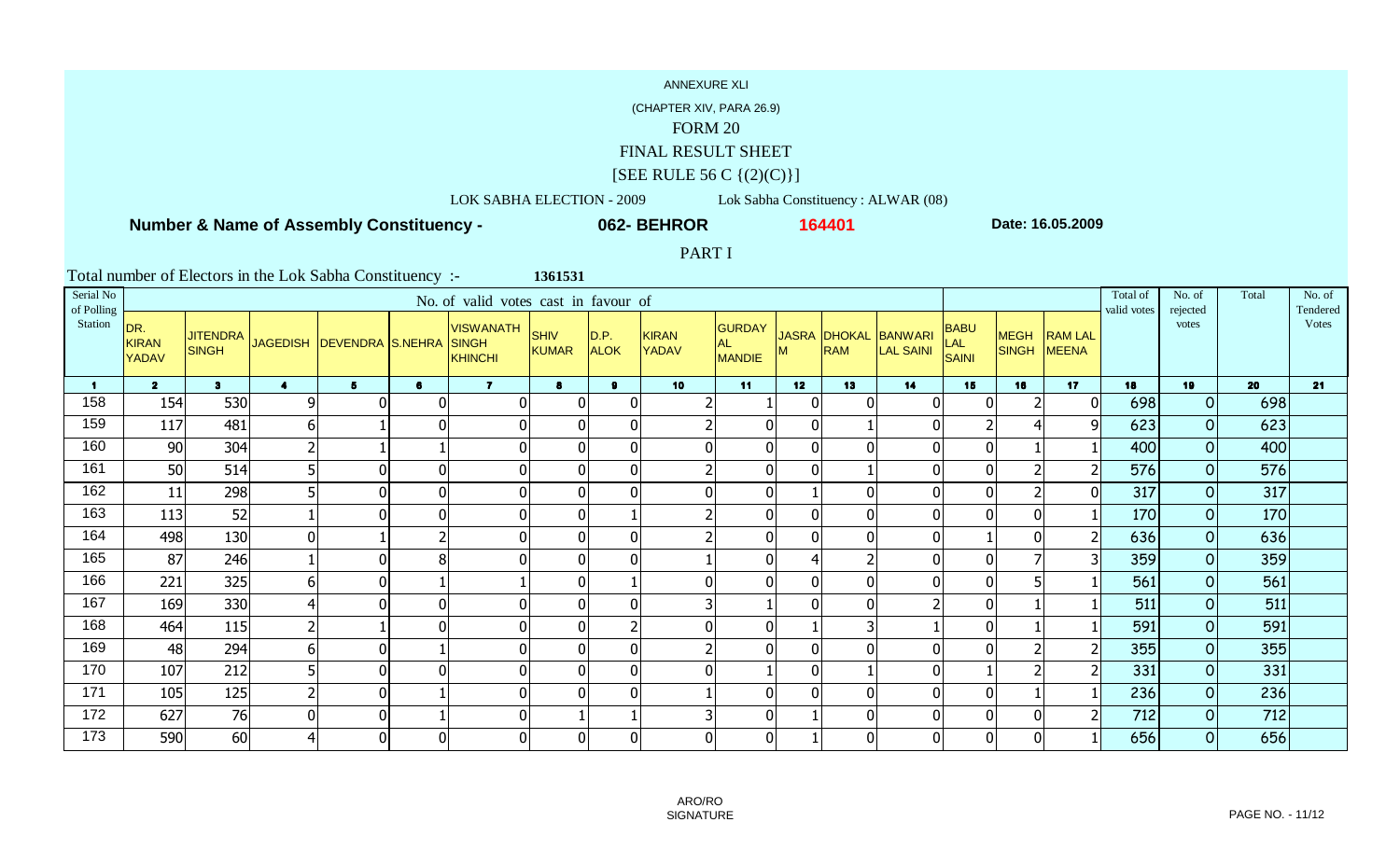ANNEXURE XLI

(CHAPTER XIV, PARA 26.9)

FORM 20

FINAL RESULT SHEET

[SEE RULE 56 C {(2)(C)}]

LOK SABHA ELECTION - 2009 Lok Sabha Constituency : ALWAR (08)

**Number & Name of Assembly Constituency - 062- BEHROR 164401 Date: 16.05.2009**

PART I

Total number of Electors in the Lok Sabha Constituency :- 1361531

| Serial No of Polling Station | No. of valid votes cast in favour of | | | | | | | | | | | | | | | | Total of valid votes | No. of rejected votes | Total | No. of Tendered Votes |
|---|---|---|---|---|---|---|---|---|---|---|---|---|---|---|---|---|---|---|---|---|
| | DR. KIRAN YADAV | JITENDRA SINGH | JAGEDISH | DEVENDRA | S.NEHRA | VISWANATH SINGH KHINCHI | SHIV KUMAR | D.P. ALOK | KIRAN YADAV | GURDAYAL MANDIE | JASRAM | DHOKAL RAM | BANWARI LAL SAINI | BABU LAL SAINI | MEGH SINGH | RAM LAL MEENA | | | | |
| 1 | 2 | 3 | 4 | 5 | 6 | 7 | 8 | 9 | 10 | 11 | 12 | 13 | 14 | 15 | 16 | 17 | 18 | 19 | 20 | 21 |
| 158 | 154 | 530 | 9 | 0 | 0 | 0 | 0 | 0 | 2 | 1 | 0 | 0 | 0 | 0 | 2 | 0 | 698 | 0 | 698 | |
| 159 | 117 | 481 | 6 | 1 | 0 | 0 | 0 | 0 | 2 | 0 | 0 | 1 | 0 | 2 | 4 | 9 | 623 | 0 | 623 | |
| 160 | 90 | 304 | 2 | 1 | 1 | 0 | 0 | 0 | 0 | 0 | 0 | 0 | 0 | 0 | 1 | 1 | 400 | 0 | 400 | |
| 161 | 50 | 514 | 5 | 0 | 0 | 0 | 0 | 0 | 2 | 0 | 0 | 1 | 0 | 0 | 2 | 2 | 576 | 0 | 576 | |
| 162 | 11 | 298 | 5 | 0 | 0 | 0 | 0 | 0 | 0 | 0 | 1 | 0 | 0 | 0 | 2 | 0 | 317 | 0 | 317 | |
| 163 | 113 | 52 | 1 | 0 | 0 | 0 | 0 | 1 | 2 | 0 | 0 | 0 | 0 | 0 | 0 | 1 | 170 | 0 | 170 | |
| 164 | 498 | 130 | 0 | 1 | 2 | 0 | 0 | 0 | 2 | 0 | 0 | 0 | 0 | 1 | 0 | 2 | 636 | 0 | 636 | |
| 165 | 87 | 246 | 1 | 0 | 8 | 0 | 0 | 0 | 1 | 0 | 4 | 2 | 0 | 0 | 7 | 3 | 359 | 0 | 359 | |
| 166 | 221 | 325 | 6 | 0 | 1 | 1 | 0 | 1 | 0 | 0 | 0 | 0 | 0 | 0 | 5 | 1 | 561 | 0 | 561 | |
| 167 | 169 | 330 | 4 | 0 | 0 | 0 | 0 | 0 | 3 | 1 | 0 | 0 | 2 | 0 | 1 | 1 | 511 | 0 | 511 | |
| 168 | 464 | 115 | 2 | 1 | 0 | 0 | 0 | 2 | 0 | 0 | 1 | 3 | 1 | 0 | 1 | 1 | 591 | 0 | 591 | |
| 169 | 48 | 294 | 6 | 0 | 1 | 0 | 0 | 0 | 2 | 0 | 0 | 0 | 0 | 0 | 2 | 2 | 355 | 0 | 355 | |
| 170 | 107 | 212 | 5 | 0 | 0 | 0 | 0 | 0 | 0 | 1 | 0 | 1 | 0 | 1 | 2 | 2 | 331 | 0 | 331 | |
| 171 | 105 | 125 | 2 | 0 | 1 | 0 | 0 | 0 | 1 | 0 | 0 | 0 | 0 | 0 | 1 | 1 | 236 | 0 | 236 | |
| 172 | 627 | 76 | 0 | 0 | 1 | 0 | 1 | 1 | 3 | 0 | 1 | 0 | 0 | 0 | 0 | 2 | 712 | 0 | 712 | |
| 173 | 590 | 60 | 4 | 0 | 0 | 0 | 0 | 0 | 0 | 0 | 1 | 0 | 0 | 0 | 0 | 1 | 656 | 0 | 656 | |

ARO/RO SIGNATURE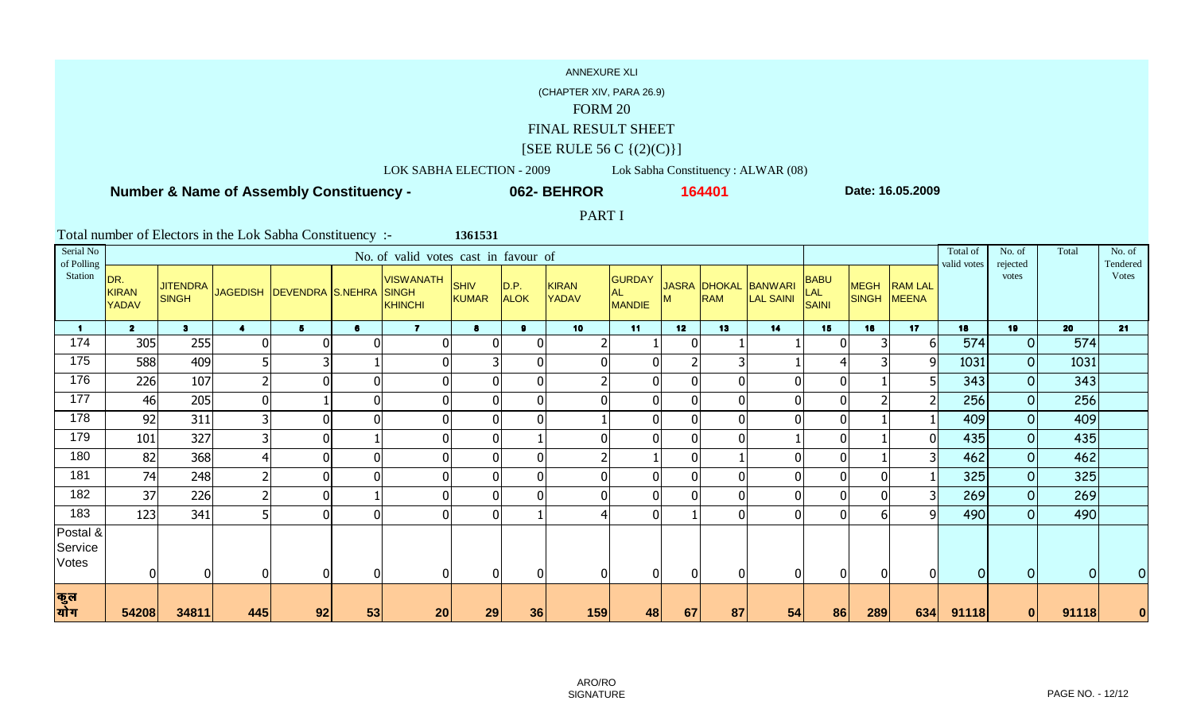ANNEXURE XLI

(CHAPTER XIV, PARA 26.9)

FORM 20

FINAL RESULT SHEET

[SEE RULE 56 C {(2)(C)}]

LOK SABHA ELECTION - 2009 Lok Sabha Constituency : ALWAR (08)

**Number & Name of Assembly Constituency - 062- BEHROR 164401 Date: 16.05.2009**

PART I

Total number of Electors in the Lok Sabha Constituency :- 1361531

| Serial No of Polling Station | No. of valid votes cast in favour of | | | | | | | | | | | | | | | | Total of valid votes | No. of rejected votes | Total | No. of Tendered Votes |
|---|---|---|---|---|---|---|---|---|---|---|---|---|---|---|---|---|---|---|---|---|
| | DR. KIRAN YADAV | JITENDRA SINGH | JAGEDISH | DEVENDRA | S.NEHRA | VISWANATH SINGH KHINCHI | SHIV KUMAR | D.P. ALOK | KIRAN YADAV | GURDAY AL MANDIE | JASRA M | DHOKAL RAM | BANWARI LAL SAINI | BABU LAL SAINI | MEGH SINGH | RAM LAL MEENA | | | | |
| 1 | 2 | 3 | 4 | 5 | 6 | 7 | 8 | 9 | 10 | 11 | 12 | 13 | 14 | 15 | 16 | 17 | 18 | 19 | 20 | 21 |
| 174 | 305 | 255 | 0 | 0 | 0 | 0 | 0 | 0 | 2 | 1 | 0 | 1 | 1 | 0 | 3 | 6 | 574 | 0 | 574 | |
| 175 | 588 | 409 | 5 | 3 | 1 | 0 | 3 | 0 | 0 | 0 | 2 | 3 | 1 | 4 | 3 | 9 | 1031 | 0 | 1031 | |
| 176 | 226 | 107 | 2 | 0 | 0 | 0 | 0 | 0 | 2 | 0 | 0 | 0 | 0 | 0 | 1 | 5 | 343 | 0 | 343 | |
| 177 | 46 | 205 | 0 | 1 | 0 | 0 | 0 | 0 | 0 | 0 | 0 | 0 | 0 | 0 | 2 | 2 | 256 | 0 | 256 | |
| 178 | 92 | 311 | 3 | 0 | 0 | 0 | 0 | 0 | 1 | 0 | 0 | 0 | 0 | 0 | 1 | 1 | 409 | 0 | 409 | |
| 179 | 101 | 327 | 3 | 0 | 1 | 0 | 0 | 1 | 0 | 0 | 0 | 0 | 1 | 0 | 1 | 0 | 435 | 0 | 435 | |
| 180 | 82 | 368 | 4 | 0 | 0 | 0 | 0 | 0 | 2 | 1 | 0 | 1 | 0 | 0 | 1 | 3 | 462 | 0 | 462 | |
| 181 | 74 | 248 | 2 | 0 | 0 | 0 | 0 | 0 | 0 | 0 | 0 | 0 | 0 | 0 | 0 | 1 | 325 | 0 | 325 | |
| 182 | 37 | 226 | 2 | 0 | 1 | 0 | 0 | 0 | 0 | 0 | 0 | 0 | 0 | 0 | 0 | 3 | 269 | 0 | 269 | |
| 183 | 123 | 341 | 5 | 0 | 0 | 0 | 0 | 1 | 4 | 0 | 1 | 0 | 0 | 0 | 6 | 9 | 490 | 0 | 490 | |
| Postal & Service Votes | 0 | 0 | 0 | 0 | 0 | 0 | 0 | 0 | 0 | 0 | 0 | 0 | 0 | 0 | 0 | 0 | 0 | 0 | 0 | 0 |
| कुल योग | 54208 | 34811 | 445 | 92 | 53 | 20 | 29 | 36 | 159 | 48 | 67 | 87 | 54 | 86 | 289 | 634 | 91118 | 0 | 91118 | 0 |

ARO/RO SIGNATURE